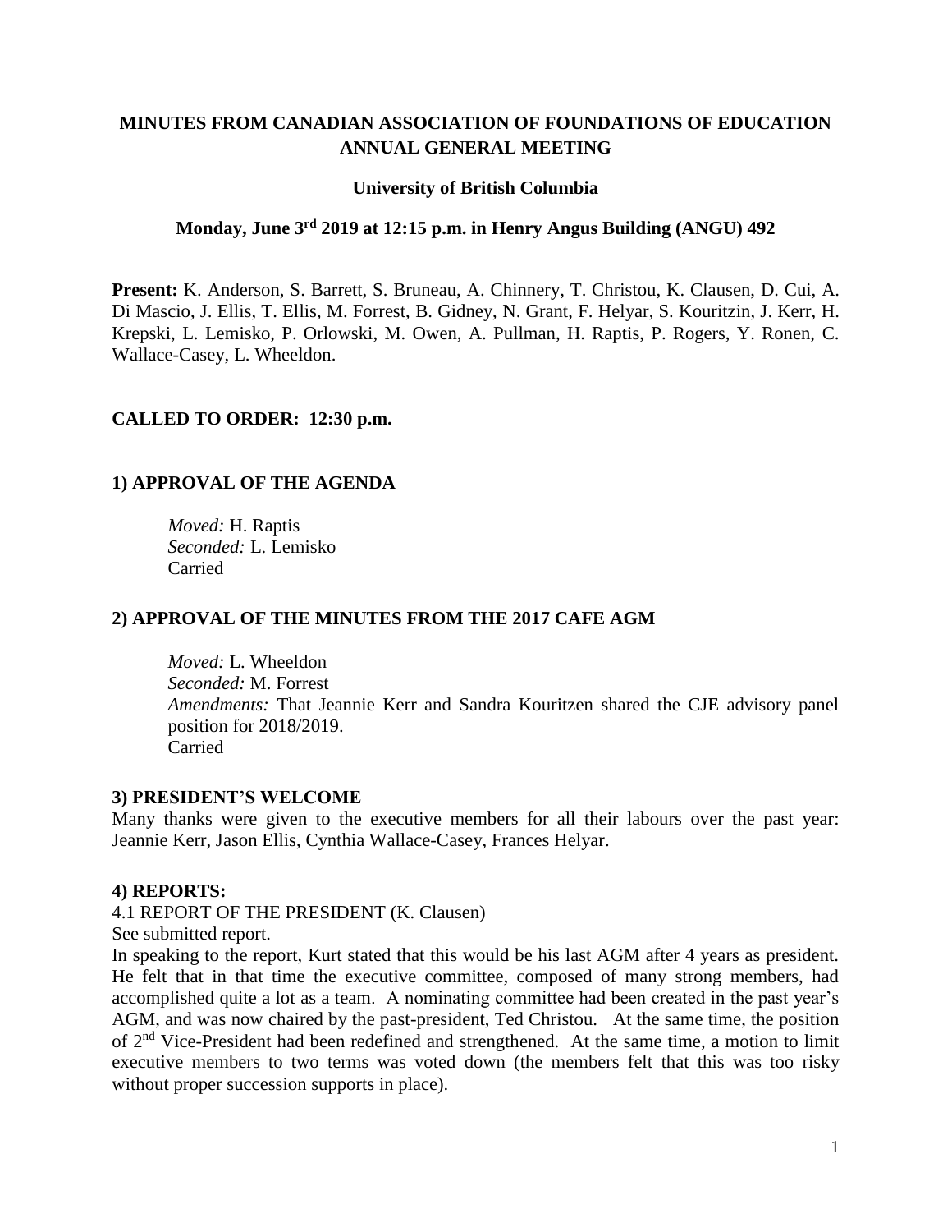# MINUTES FROM CANADIAN ASSOCIATION OF FOUNDATIONS OF EDUCATION ANNUAL GENERAL MEETING

**University of British Columbia**

**Monday, June 3rd 2019 at 12:15 p.m. in Henry Angus Building (ANGU) 492**

**Present:** K. Anderson, S. Barrett, S. Bruneau, A. Chinnery, T. Christou, K. Clausen, D. Cui, A. Di Mascio, J. Ellis, T. Ellis, M. Forrest, B. Gidney, N. Grant, F. Helyar, S. Kouritzin, J. Kerr, H. Krepski, L. Lemisko, P. Orlowski, M. Owen, A. Pullman, H. Raptis, P. Rogers, Y. Ronen, C. Wallace-Casey, L. Wheeldon.

**CALLED TO ORDER: 12:30 p.m.**

**1) APPROVAL OF THE AGENDA**

*Moved:* H. Raptis
*Seconded:* L. Lemisko
Carried

**2) APPROVAL OF THE MINUTES FROM THE 2017 CAFE AGM**

*Moved:* L. Wheeldon
*Seconded:* M. Forrest
*Amendments:* That Jeannie Kerr and Sandra Kouritzen shared the CJE advisory panel position for 2018/2019.
Carried

**3) PRESIDENT'S WELCOME**

Many thanks were given to the executive members for all their labours over the past year: Jeannie Kerr, Jason Ellis, Cynthia Wallace-Casey, Frances Helyar.

**4) REPORTS:**

4.1 REPORT OF THE PRESIDENT (K. Clausen)

See submitted report.

In speaking to the report, Kurt stated that this would be his last AGM after 4 years as president. He felt that in that time the executive committee, composed of many strong members, had accomplished quite a lot as a team. A nominating committee had been created in the past year's AGM, and was now chaired by the past-president, Ted Christou. At the same time, the position of 2nd Vice-President had been redefined and strengthened. At the same time, a motion to limit executive members to two terms was voted down (the members felt that this was too risky without proper succession supports in place).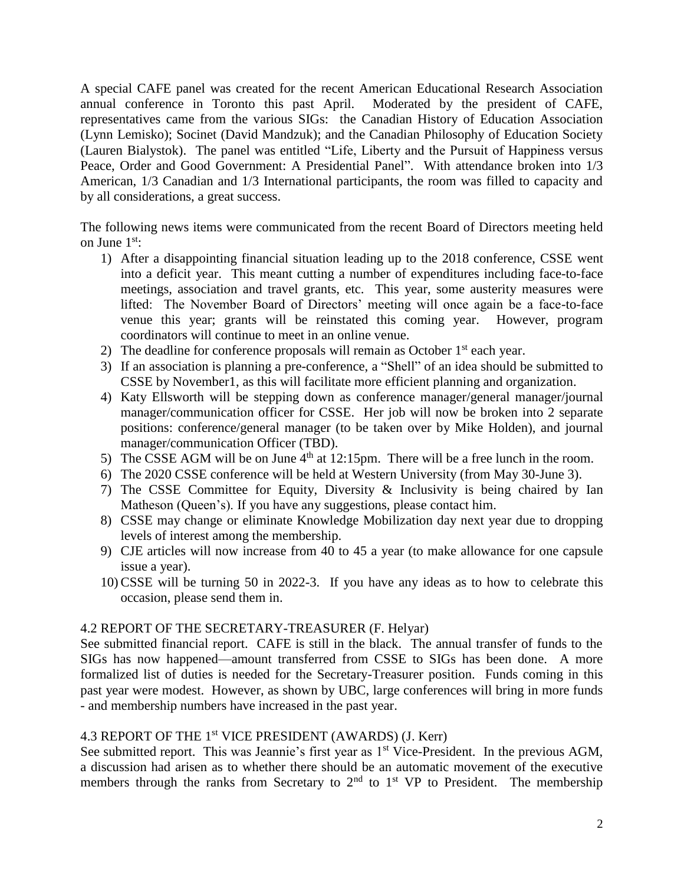A special CAFE panel was created for the recent American Educational Research Association annual conference in Toronto this past April. Moderated by the president of CAFE, representatives came from the various SIGs: the Canadian History of Education Association (Lynn Lemisko); Socinet (David Mandzuk); and the Canadian Philosophy of Education Society (Lauren Bialystok). The panel was entitled "Life, Liberty and the Pursuit of Happiness versus Peace, Order and Good Government: A Presidential Panel". With attendance broken into 1/3 American, 1/3 Canadian and 1/3 International participants, the room was filled to capacity and by all considerations, a great success.

The following news items were communicated from the recent Board of Directors meeting held on June 1st:

1) After a disappointing financial situation leading up to the 2018 conference, CSSE went into a deficit year. This meant cutting a number of expenditures including face-to-face meetings, association and travel grants, etc. This year, some austerity measures were lifted: The November Board of Directors' meeting will once again be a face-to-face venue this year; grants will be reinstated this coming year. However, program coordinators will continue to meet in an online venue.
2) The deadline for conference proposals will remain as October 1st each year.
3) If an association is planning a pre-conference, a "Shell" of an idea should be submitted to CSSE by November1, as this will facilitate more efficient planning and organization.
4) Katy Ellsworth will be stepping down as conference manager/general manager/journal manager/communication officer for CSSE. Her job will now be broken into 2 separate positions: conference/general manager (to be taken over by Mike Holden), and journal manager/communication Officer (TBD).
5) The CSSE AGM will be on June 4th at 12:15pm. There will be a free lunch in the room.
6) The 2020 CSSE conference will be held at Western University (from May 30-June 3).
7) The CSSE Committee for Equity, Diversity & Inclusivity is being chaired by Ian Matheson (Queen's). If you have any suggestions, please contact him.
8) CSSE may change or eliminate Knowledge Mobilization day next year due to dropping levels of interest among the membership.
9) CJE articles will now increase from 40 to 45 a year (to make allowance for one capsule issue a year).
10) CSSE will be turning 50 in 2022-3. If you have any ideas as to how to celebrate this occasion, please send them in.

4.2 REPORT OF THE SECRETARY-TREASURER (F. Helyar)

See submitted financial report. CAFE is still in the black. The annual transfer of funds to the SIGs has now happened—amount transferred from CSSE to SIGs has been done. A more formalized list of duties is needed for the Secretary-Treasurer position. Funds coming in this past year were modest. However, as shown by UBC, large conferences will bring in more funds - and membership numbers have increased in the past year.

4.3 REPORT OF THE 1st VICE PRESIDENT (AWARDS) (J. Kerr)

See submitted report. This was Jeannie's first year as 1st Vice-President. In the previous AGM, a discussion had arisen as to whether there should be an automatic movement of the executive members through the ranks from Secretary to 2nd to 1st VP to President. The membership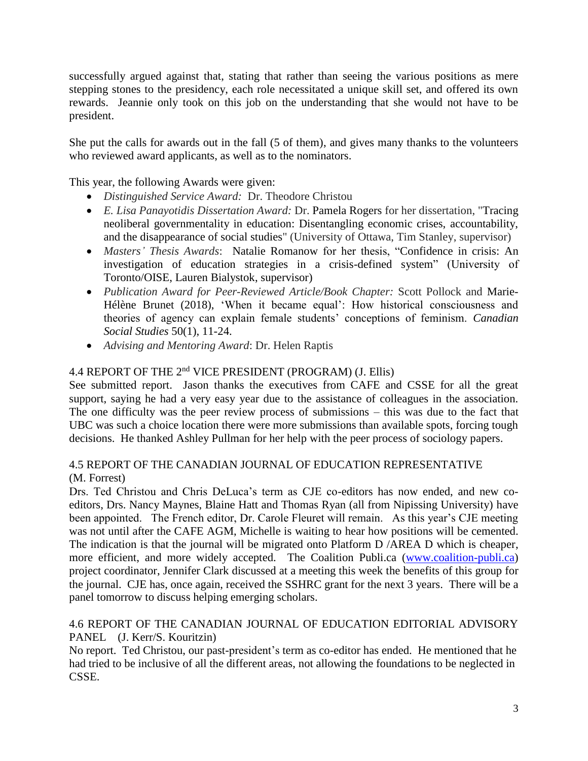successfully argued against that, stating that rather than seeing the various positions as mere stepping stones to the presidency, each role necessitated a unique skill set, and offered its own rewards. Jeannie only took on this job on the understanding that she would not have to be president.

She put the calls for awards out in the fall (5 of them), and gives many thanks to the volunteers who reviewed award applicants, as well as to the nominators.

This year, the following Awards were given:

- *Distinguished Service Award:* Dr. Theodore Christou
- *E. Lisa Panayotidis Dissertation Award:* Dr. Pamela Rogers for her dissertation, "Tracing neoliberal governmentality in education: Disentangling economic crises, accountability, and the disappearance of social studies" (University of Ottawa, Tim Stanley, supervisor)
- *Masters' Thesis Awards*: Natalie Romanow for her thesis, "Confidence in crisis: An investigation of education strategies in a crisis-defined system" (University of Toronto/OISE, Lauren Bialystok, supervisor)
- *Publication Award for Peer-Reviewed Article/Book Chapter:* Scott Pollock and Marie-Hélène Brunet (2018), 'When it became equal': How historical consciousness and theories of agency can explain female students' conceptions of feminism. *Canadian Social Studies* 50(1), 11-24.
- *Advising and Mentoring Award*: Dr. Helen Raptis

### 4.4 REPORT OF THE 2nd VICE PRESIDENT (PROGRAM) (J. Ellis)

See submitted report. Jason thanks the executives from CAFE and CSSE for all the great support, saying he had a very easy year due to the assistance of colleagues in the association. The one difficulty was the peer review process of submissions – this was due to the fact that UBC was such a choice location there were more submissions than available spots, forcing tough decisions. He thanked Ashley Pullman for her help with the peer process of sociology papers.

### 4.5 REPORT OF THE CANADIAN JOURNAL OF EDUCATION REPRESENTATIVE (M. Forrest)

Drs. Ted Christou and Chris DeLuca's term as CJE co-editors has now ended, and new co-editors, Drs. Nancy Maynes, Blaine Hatt and Thomas Ryan (all from Nipissing University) have been appointed. The French editor, Dr. Carole Fleuret will remain. As this year's CJE meeting was not until after the CAFE AGM, Michelle is waiting to hear how positions will be cemented. The indication is that the journal will be migrated onto Platform D /AREA D which is cheaper, more efficient, and more widely accepted. The Coalition Publi.ca (www.coalition-publi.ca) project coordinator, Jennifer Clark discussed at a meeting this week the benefits of this group for the journal. CJE has, once again, received the SSHRC grant for the next 3 years. There will be a panel tomorrow to discuss helping emerging scholars.

### 4.6 REPORT OF THE CANADIAN JOURNAL OF EDUCATION EDITORIAL ADVISORY PANEL (J. Kerr/S. Kouritzin)

No report. Ted Christou, our past-president's term as co-editor has ended. He mentioned that he had tried to be inclusive of all the different areas, not allowing the foundations to be neglected in CSSE.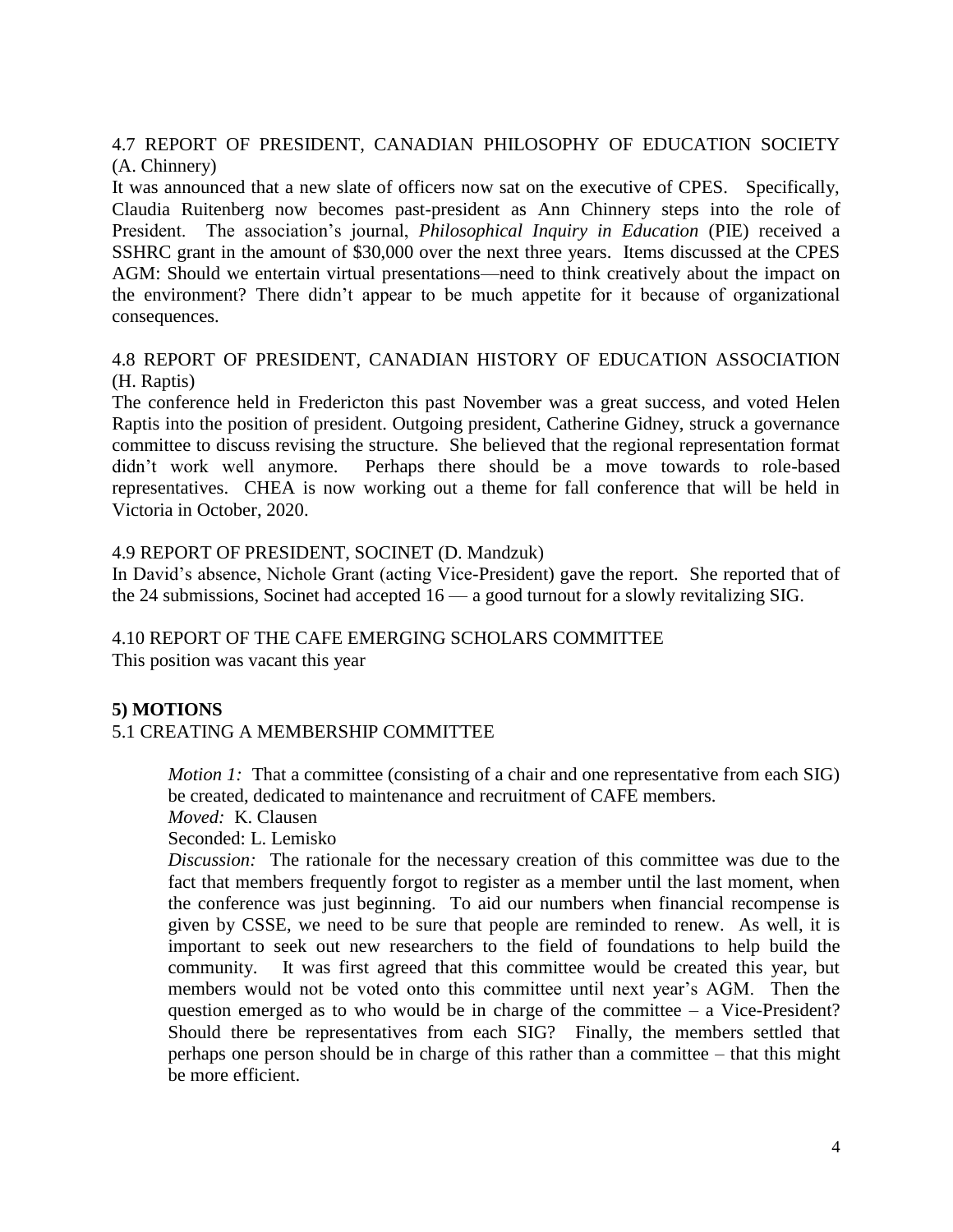4.7 REPORT OF PRESIDENT, CANADIAN PHILOSOPHY OF EDUCATION SOCIETY (A. Chinnery)

It was announced that a new slate of officers now sat on the executive of CPES. Specifically, Claudia Ruitenberg now becomes past-president as Ann Chinnery steps into the role of President. The association's journal, *Philosophical Inquiry in Education* (PIE) received a SSHRC grant in the amount of $30,000 over the next three years. Items discussed at the CPES AGM: Should we entertain virtual presentations—need to think creatively about the impact on the environment? There didn't appear to be much appetite for it because of organizational consequences.

4.8 REPORT OF PRESIDENT, CANADIAN HISTORY OF EDUCATION ASSOCIATION (H. Raptis)

The conference held in Fredericton this past November was a great success, and voted Helen Raptis into the position of president. Outgoing president, Catherine Gidney, struck a governance committee to discuss revising the structure. She believed that the regional representation format didn't work well anymore. Perhaps there should be a move towards to role-based representatives. CHEA is now working out a theme for fall conference that will be held in Victoria in October, 2020.

4.9 REPORT OF PRESIDENT, SOCINET (D. Mandzuk)

In David's absence, Nichole Grant (acting Vice-President) gave the report. She reported that of the 24 submissions, Socinet had accepted 16 — a good turnout for a slowly revitalizing SIG.

4.10 REPORT OF THE CAFE EMERGING SCHOLARS COMMITTEE

This position was vacant this year

**5) MOTIONS**

5.1 CREATING A MEMBERSHIP COMMITTEE

> *Motion 1:* That a committee (consisting of a chair and one representative from each SIG) be created, dedicated to maintenance and recruitment of CAFE members.
>
> *Moved:* K. Clausen
>
> Seconded: L. Lemisko
>
> *Discussion:* The rationale for the necessary creation of this committee was due to the fact that members frequently forgot to register as a member until the last moment, when the conference was just beginning. To aid our numbers when financial recompense is given by CSSE, we need to be sure that people are reminded to renew. As well, it is important to seek out new researchers to the field of foundations to help build the community. It was first agreed that this committee would be created this year, but members would not be voted onto this committee until next year's AGM. Then the question emerged as to who would be in charge of the committee – a Vice-President? Should there be representatives from each SIG? Finally, the members settled that perhaps one person should be in charge of this rather than a committee – that this might be more efficient.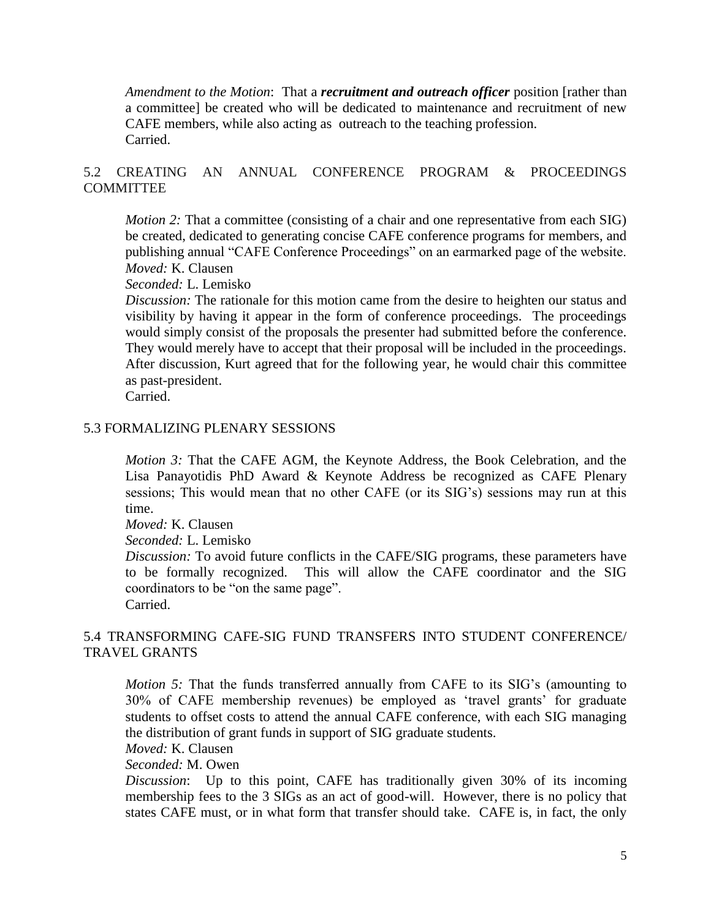*Amendment to the Motion*: That a ***recruitment and outreach officer*** position [rather than a committee] be created who will be dedicated to maintenance and recruitment of new CAFE members, while also acting as outreach to the teaching profession.
Carried.

## 5.2 CREATING AN ANNUAL CONFERENCE PROGRAM & PROCEEDINGS COMMITTEE

*Motion 2:* That a committee (consisting of a chair and one representative from each SIG) be created, dedicated to generating concise CAFE conference programs for members, and publishing annual "CAFE Conference Proceedings" on an earmarked page of the website.
*Moved:* K. Clausen
*Seconded:* L. Lemisko
*Discussion:* The rationale for this motion came from the desire to heighten our status and visibility by having it appear in the form of conference proceedings. The proceedings would simply consist of the proposals the presenter had submitted before the conference. They would merely have to accept that their proposal will be included in the proceedings. After discussion, Kurt agreed that for the following year, he would chair this committee as past-president.
Carried.

## 5.3 FORMALIZING PLENARY SESSIONS

*Motion 3:* That the CAFE AGM, the Keynote Address, the Book Celebration, and the Lisa Panayotidis PhD Award & Keynote Address be recognized as CAFE Plenary sessions; This would mean that no other CAFE (or its SIG's) sessions may run at this time.
*Moved:* K. Clausen
*Seconded:* L. Lemisko
*Discussion:* To avoid future conflicts in the CAFE/SIG programs, these parameters have to be formally recognized. This will allow the CAFE coordinator and the SIG coordinators to be "on the same page".
Carried.

## 5.4 TRANSFORMING CAFE-SIG FUND TRANSFERS INTO STUDENT CONFERENCE/ TRAVEL GRANTS

*Motion 5:* That the funds transferred annually from CAFE to its SIG's (amounting to 30% of CAFE membership revenues) be employed as 'travel grants' for graduate students to offset costs to attend the annual CAFE conference, with each SIG managing the distribution of grant funds in support of SIG graduate students.
*Moved:* K. Clausen
*Seconded:* M. Owen
*Discussion*: Up to this point, CAFE has traditionally given 30% of its incoming membership fees to the 3 SIGs as an act of good-will. However, there is no policy that states CAFE must, or in what form that transfer should take. CAFE is, in fact, the only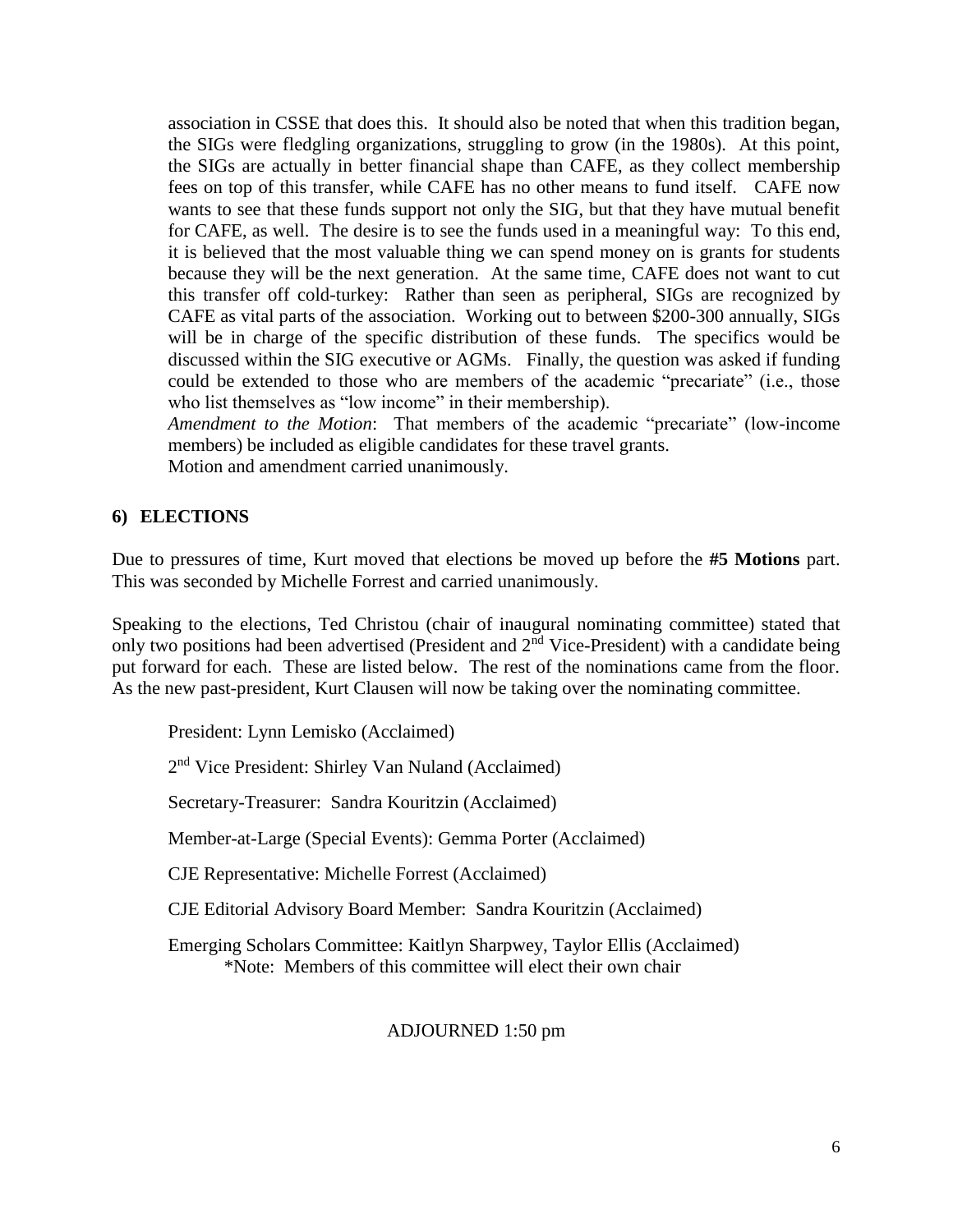association in CSSE that does this. It should also be noted that when this tradition began, the SIGs were fledgling organizations, struggling to grow (in the 1980s). At this point, the SIGs are actually in better financial shape than CAFE, as they collect membership fees on top of this transfer, while CAFE has no other means to fund itself. CAFE now wants to see that these funds support not only the SIG, but that they have mutual benefit for CAFE, as well. The desire is to see the funds used in a meaningful way: To this end, it is believed that the most valuable thing we can spend money on is grants for students because they will be the next generation. At the same time, CAFE does not want to cut this transfer off cold-turkey: Rather than seen as peripheral, SIGs are recognized by CAFE as vital parts of the association. Working out to between $200-300 annually, SIGs will be in charge of the specific distribution of these funds. The specifics would be discussed within the SIG executive or AGMs. Finally, the question was asked if funding could be extended to those who are members of the academic "precariate" (i.e., those who list themselves as "low income" in their membership).

*Amendment to the Motion*: That members of the academic "precariate" (low-income members) be included as eligible candidates for these travel grants.

Motion and amendment carried unanimously.

## 6) ELECTIONS

Due to pressures of time, Kurt moved that elections be moved up before the **#5 Motions** part. This was seconded by Michelle Forrest and carried unanimously.

Speaking to the elections, Ted Christou (chair of inaugural nominating committee) stated that only two positions had been advertised (President and 2nd Vice-President) with a candidate being put forward for each. These are listed below. The rest of the nominations came from the floor. As the new past-president, Kurt Clausen will now be taking over the nominating committee.

President: Lynn Lemisko (Acclaimed)

2nd Vice President: Shirley Van Nuland (Acclaimed)

Secretary-Treasurer: Sandra Kouritzin (Acclaimed)

Member-at-Large (Special Events): Gemma Porter (Acclaimed)

CJE Representative: Michelle Forrest (Acclaimed)

CJE Editorial Advisory Board Member: Sandra Kouritzin (Acclaimed)

Emerging Scholars Committee: Kaitlyn Sharpwey, Taylor Ellis (Acclaimed)
*Note: Members of this committee will elect their own chair

ADJOURNED 1:50 pm